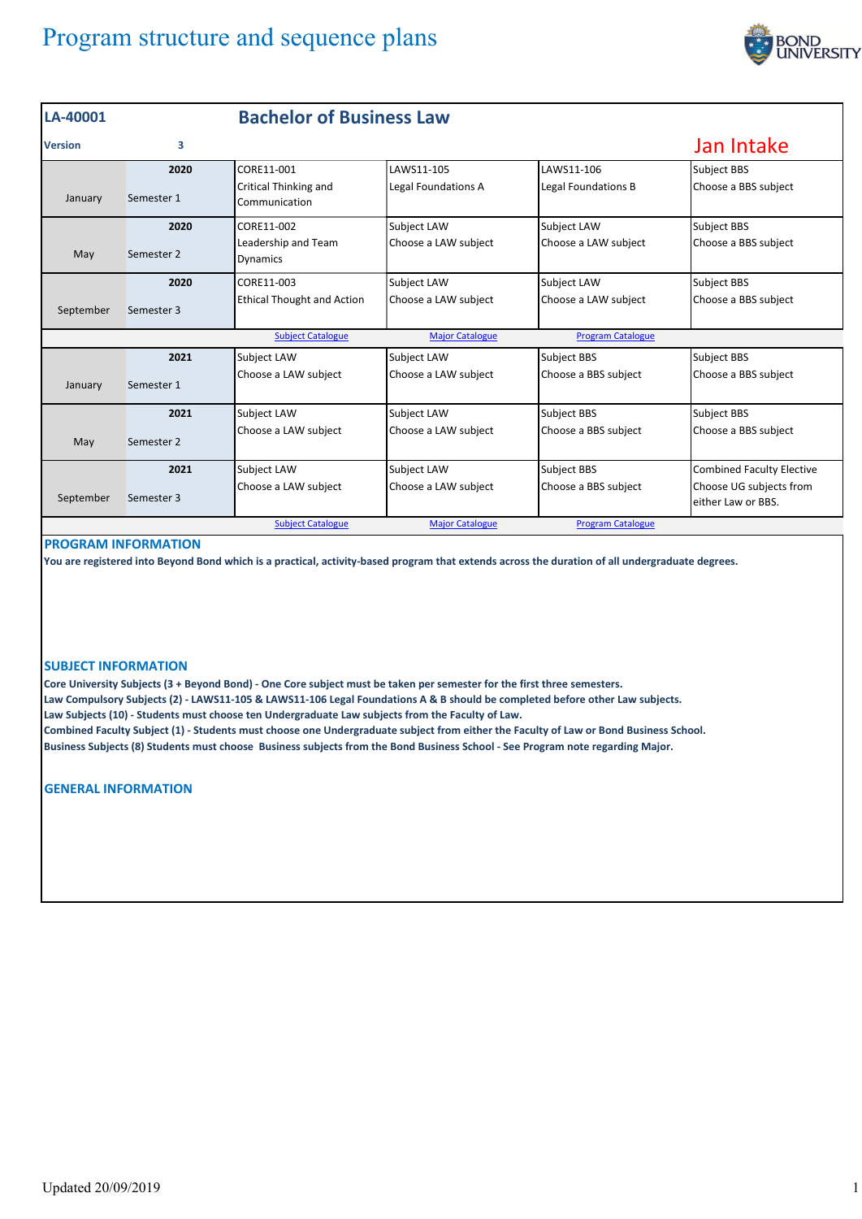# Program structure and sequence plans

## LA-40001 — Bachelor of Business Law

**Version** 3

**Jan Intake**

| | | | | | |
|---|---|---|---|---|---|
| January | **2020** Semester 1 | CORE11-001 Critical Thinking and Communication | LAWS11-105 Legal Foundations A | LAWS11-106 Legal Foundations B | Subject BBS Choose a BBS subject |
| May | **2020** Semester 2 | CORE11-002 Leadership and Team Dynamics | Subject LAW Choose a LAW subject | Subject LAW Choose a LAW subject | Subject BBS Choose a BBS subject |
| September | **2020** Semester 3 | CORE11-003 Ethical Thought and Action | Subject LAW Choose a LAW subject | Subject LAW Choose a LAW subject | Subject BBS Choose a BBS subject |
| | | Subject Catalogue | Major Catalogue | Program Catalogue | |
| January | **2021** Semester 1 | Subject LAW Choose a LAW subject | Subject LAW Choose a LAW subject | Subject BBS Choose a BBS subject | Subject BBS Choose a BBS subject |
| May | **2021** Semester 2 | Subject LAW Choose a LAW subject | Subject LAW Choose a LAW subject | Subject BBS Choose a BBS subject | Subject BBS Choose a BBS subject |
| September | **2021** Semester 3 | Subject LAW Choose a LAW subject | Subject LAW Choose a LAW subject | Subject BBS Choose a BBS subject | Combined Faculty Elective Choose UG subjects from either Law or BBS. |
| | | Subject Catalogue | Major Catalogue | Program Catalogue | |

### PROGRAM INFORMATION

**You are registered into Beyond Bond which is a practical, activity-based program that extends across the duration of all undergraduate degrees.**

### SUBJECT INFORMATION

**Core University Subjects (3 + Beyond Bond) - One Core subject must be taken per semester for the first three semesters.**
**Law Compulsory Subjects (2) - LAWS11-105 & LAWS11-106 Legal Foundations A & B should be completed before other Law subjects.**
**Law Subjects (10) - Students must choose ten Undergraduate Law subjects from the Faculty of Law.**
**Combined Faculty Subject (1) - Students must choose one Undergraduate subject from either the Faculty of Law or Bond Business School.**
**Business Subjects (8) Students must choose Business subjects from the Bond Business School - See Program note regarding Major.**

### GENERAL INFORMATION

Updated 20/09/2019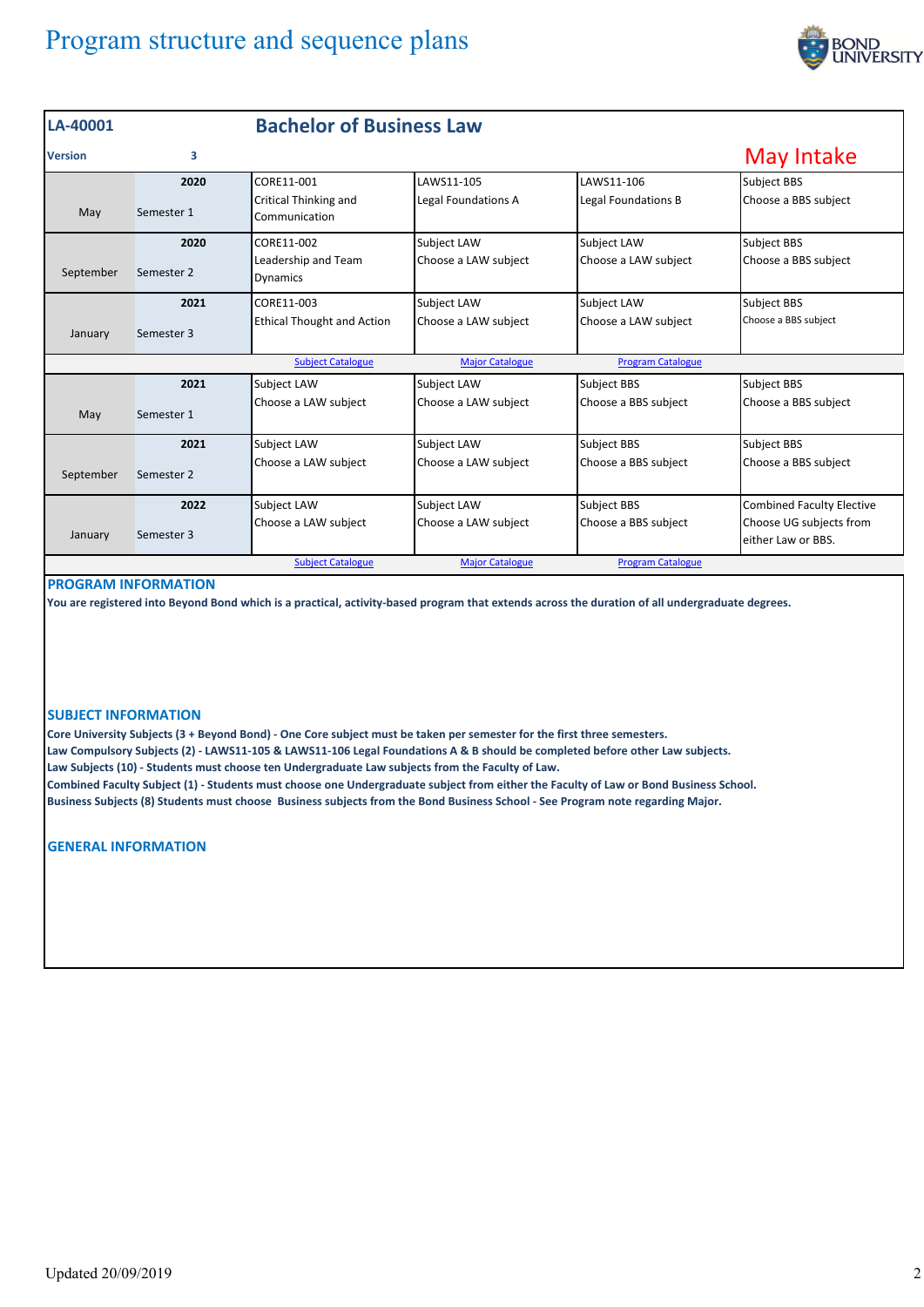# Program structure and sequence plans

## LA-40001 Bachelor of Business Law

**Version** 3

**May Intake**

| Month | Semester | Year | Subject 1 | Subject 2 | Subject 3 | Subject 4 |
|---|---|---|---|---|---|---|
| May | Semester 1 | 2020 | CORE11-001 Critical Thinking and Communication | LAWS11-105 Legal Foundations A | LAWS11-106 Legal Foundations B | Subject BBS Choose a BBS subject |
| September | Semester 2 | 2020 | CORE11-002 Leadership and Team Dynamics | Subject LAW Choose a LAW subject | Subject LAW Choose a LAW subject | Subject BBS Choose a BBS subject |
| January | Semester 3 | 2021 | CORE11-003 Ethical Thought and Action | Subject LAW Choose a LAW subject | Subject LAW Choose a LAW subject | Subject BBS Choose a BBS subject |
| | | | Subject Catalogue | Major Catalogue | Program Catalogue | |
| May | Semester 1 | 2021 | Subject LAW Choose a LAW subject | Subject LAW Choose a LAW subject | Subject BBS Choose a BBS subject | Subject BBS Choose a BBS subject |
| September | Semester 2 | 2021 | Subject LAW Choose a LAW subject | Subject LAW Choose a LAW subject | Subject BBS Choose a BBS subject | Subject BBS Choose a BBS subject |
| January | Semester 3 | 2022 | Subject LAW Choose a LAW subject | Subject LAW Choose a LAW subject | Subject BBS Choose a BBS subject | Combined Faculty Elective Choose UG subjects from either Law or BBS. |
| | | | Subject Catalogue | Major Catalogue | Program Catalogue | |

### PROGRAM INFORMATION

**You are registered into Beyond Bond which is a practical, activity-based program that extends across the duration of all undergraduate degrees.**

### SUBJECT INFORMATION

**Core University Subjects (3 + Beyond Bond) - One Core subject must be taken per semester for the first three semesters.**
**Law Compulsory Subjects (2) - LAWS11-105 & LAWS11-106 Legal Foundations A & B should be completed before other Law subjects.**
**Law Subjects (10) - Students must choose ten Undergraduate Law subjects from the Faculty of Law.**
**Combined Faculty Subject (1) - Students must choose one Undergraduate subject from either the Faculty of Law or Bond Business School.**
**Business Subjects (8) Students must choose Business subjects from the Bond Business School - See Program note regarding Major.**

### GENERAL INFORMATION

Updated 20/09/2019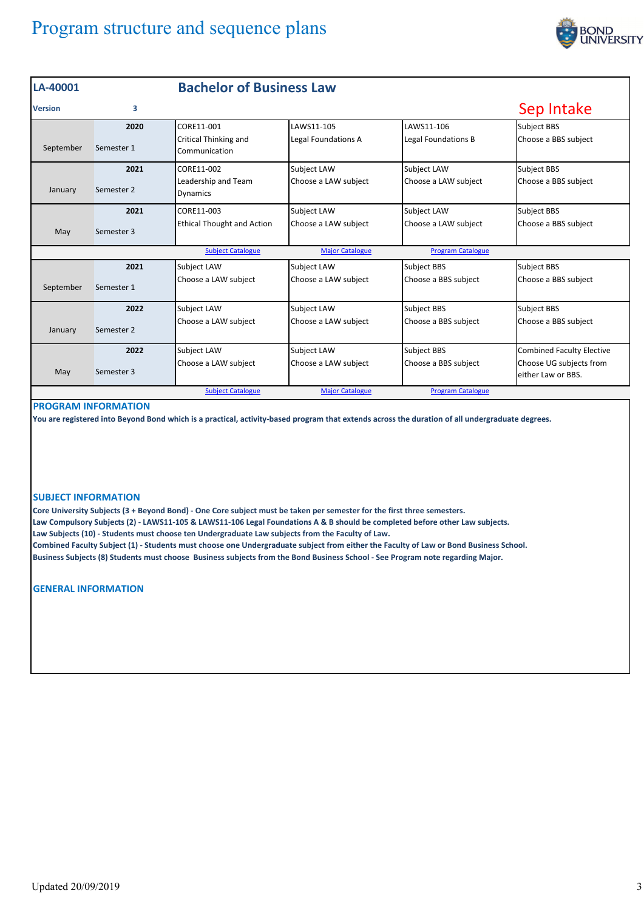# Program structure and sequence plans

## LA-40001 Bachelor of Business Law

**Version** 3

**Sep Intake**

| Month | Semester | Subject 1 | Subject 2 | Subject 3 | Subject 4 |
|---|---|---|---|---|---|
| September | 2020 Semester 1 | CORE11-001 Critical Thinking and Communication | LAWS11-105 Legal Foundations A | LAWS11-106 Legal Foundations B | Subject BBS Choose a BBS subject |
| January | 2021 Semester 2 | CORE11-002 Leadership and Team Dynamics | Subject LAW Choose a LAW subject | Subject LAW Choose a LAW subject | Subject BBS Choose a BBS subject |
| May | 2021 Semester 3 | CORE11-003 Ethical Thought and Action | Subject LAW Choose a LAW subject | Subject LAW Choose a LAW subject | Subject BBS Choose a BBS subject |
| | | Subject Catalogue | Major Catalogue | Program Catalogue | |
| September | 2021 Semester 1 | Subject LAW Choose a LAW subject | Subject LAW Choose a LAW subject | Subject BBS Choose a BBS subject | Subject BBS Choose a BBS subject |
| January | 2022 Semester 2 | Subject LAW Choose a LAW subject | Subject LAW Choose a LAW subject | Subject BBS Choose a BBS subject | Subject BBS Choose a BBS subject |
| May | 2022 Semester 3 | Subject LAW Choose a LAW subject | Subject LAW Choose a LAW subject | Subject BBS Choose a BBS subject | Combined Faculty Elective Choose UG subjects from either Law or BBS. |
| | | Subject Catalogue | Major Catalogue | Program Catalogue | |

### PROGRAM INFORMATION

**You are registered into Beyond Bond which is a practical, activity-based program that extends across the duration of all undergraduate degrees.**

### SUBJECT INFORMATION

**Core University Subjects (3 + Beyond Bond) - One Core subject must be taken per semester for the first three semesters.**
**Law Compulsory Subjects (2) - LAWS11-105 & LAWS11-106 Legal Foundations A & B should be completed before other Law subjects.**
**Law Subjects (10) - Students must choose ten Undergraduate Law subjects from the Faculty of Law.**
**Combined Faculty Subject (1) - Students must choose one Undergraduate subject from either the Faculty of Law or Bond Business School.**
**Business Subjects (8) Students must choose Business subjects from the Bond Business School - See Program note regarding Major.**

### GENERAL INFORMATION

Updated 20/09/2019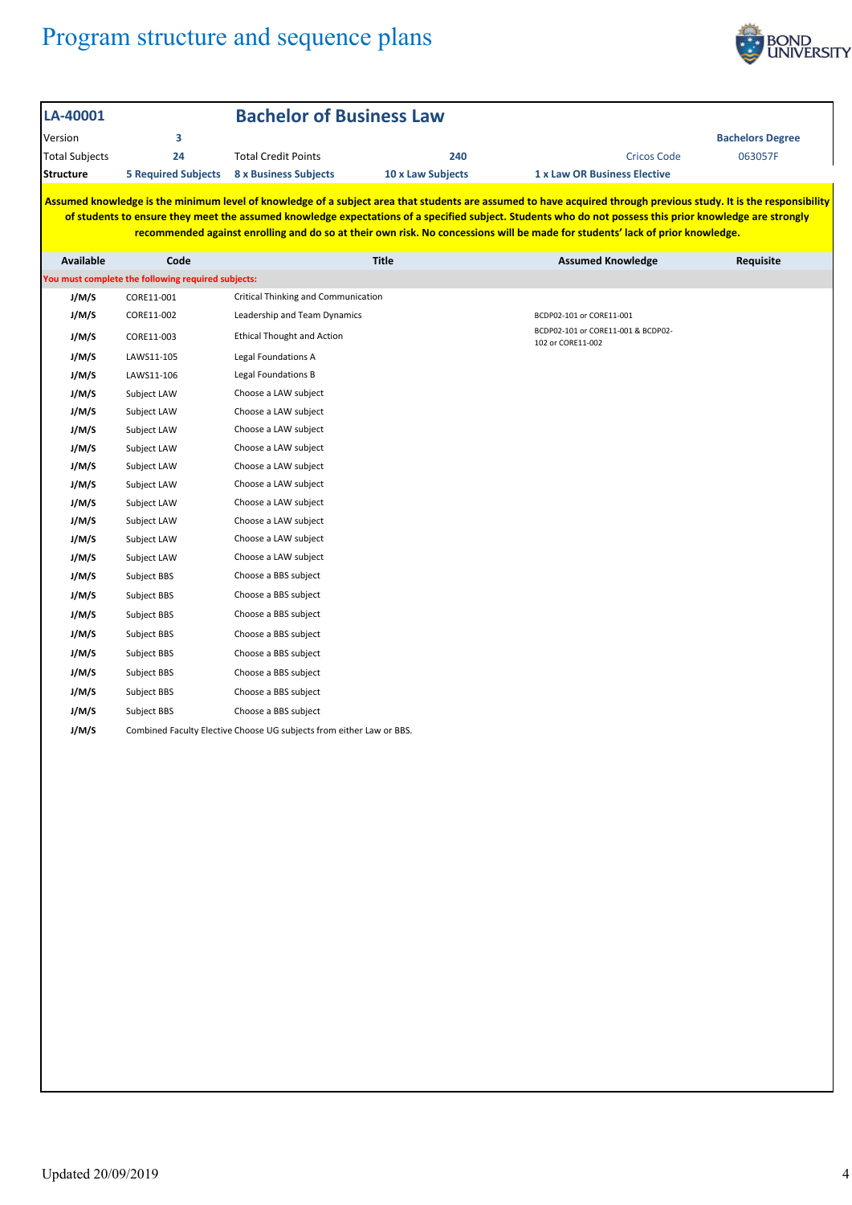# Program structure and sequence plans

## LA-40001 Bachelor of Business Law

| | | | | | |
|---|---|---|---|---|---|
| Version | 3 | | | | Bachelors Degree |
| Total Subjects | 24 | Total Credit Points | 240 | Cricos Code | 063057F |
| **Structure** | **5 Required Subjects** | **8 x Business Subjects** | **10 x Law Subjects** | **1 x Law OR Business Elective** | |

**Assumed knowledge is the minimum level of knowledge of a subject area that students are assumed to have acquired through previous study. It is the responsibility of students to ensure they meet the assumed knowledge expectations of a specified subject. Students who do not possess this prior knowledge are strongly recommended against enrolling and do so at their own risk. No concessions will be made for students' lack of prior knowledge.**

| Available | Code | Title | Assumed Knowledge | Requisite |
|---|---|---|---|---|
| You must complete the following required subjects: | | | | |
| **J/M/S** | CORE11-001 | Critical Thinking and Communication | | |
| **J/M/S** | CORE11-002 | Leadership and Team Dynamics | BCDP02-101 or CORE11-001 | |
| **J/M/S** | CORE11-003 | Ethical Thought and Action | BCDP02-101 or CORE11-001 & BCDP02-102 or CORE11-002 | |
| **J/M/S** | LAWS11-105 | Legal Foundations A | | |
| **J/M/S** | LAWS11-106 | Legal Foundations B | | |
| **J/M/S** | Subject LAW | Choose a LAW subject | | |
| **J/M/S** | Subject LAW | Choose a LAW subject | | |
| **J/M/S** | Subject LAW | Choose a LAW subject | | |
| **J/M/S** | Subject LAW | Choose a LAW subject | | |
| **J/M/S** | Subject LAW | Choose a LAW subject | | |
| **J/M/S** | Subject LAW | Choose a LAW subject | | |
| **J/M/S** | Subject LAW | Choose a LAW subject | | |
| **J/M/S** | Subject LAW | Choose a LAW subject | | |
| **J/M/S** | Subject LAW | Choose a LAW subject | | |
| **J/M/S** | Subject LAW | Choose a LAW subject | | |
| **J/M/S** | Subject BBS | Choose a BBS subject | | |
| **J/M/S** | Subject BBS | Choose a BBS subject | | |
| **J/M/S** | Subject BBS | Choose a BBS subject | | |
| **J/M/S** | Subject BBS | Choose a BBS subject | | |
| **J/M/S** | Subject BBS | Choose a BBS subject | | |
| **J/M/S** | Subject BBS | Choose a BBS subject | | |
| **J/M/S** | Subject BBS | Choose a BBS subject | | |
| **J/M/S** | Subject BBS | Choose a BBS subject | | |
| **J/M/S** | Combined Faculty Elective | Choose UG subjects from either Law or BBS. | | |

Updated 20/09/2019